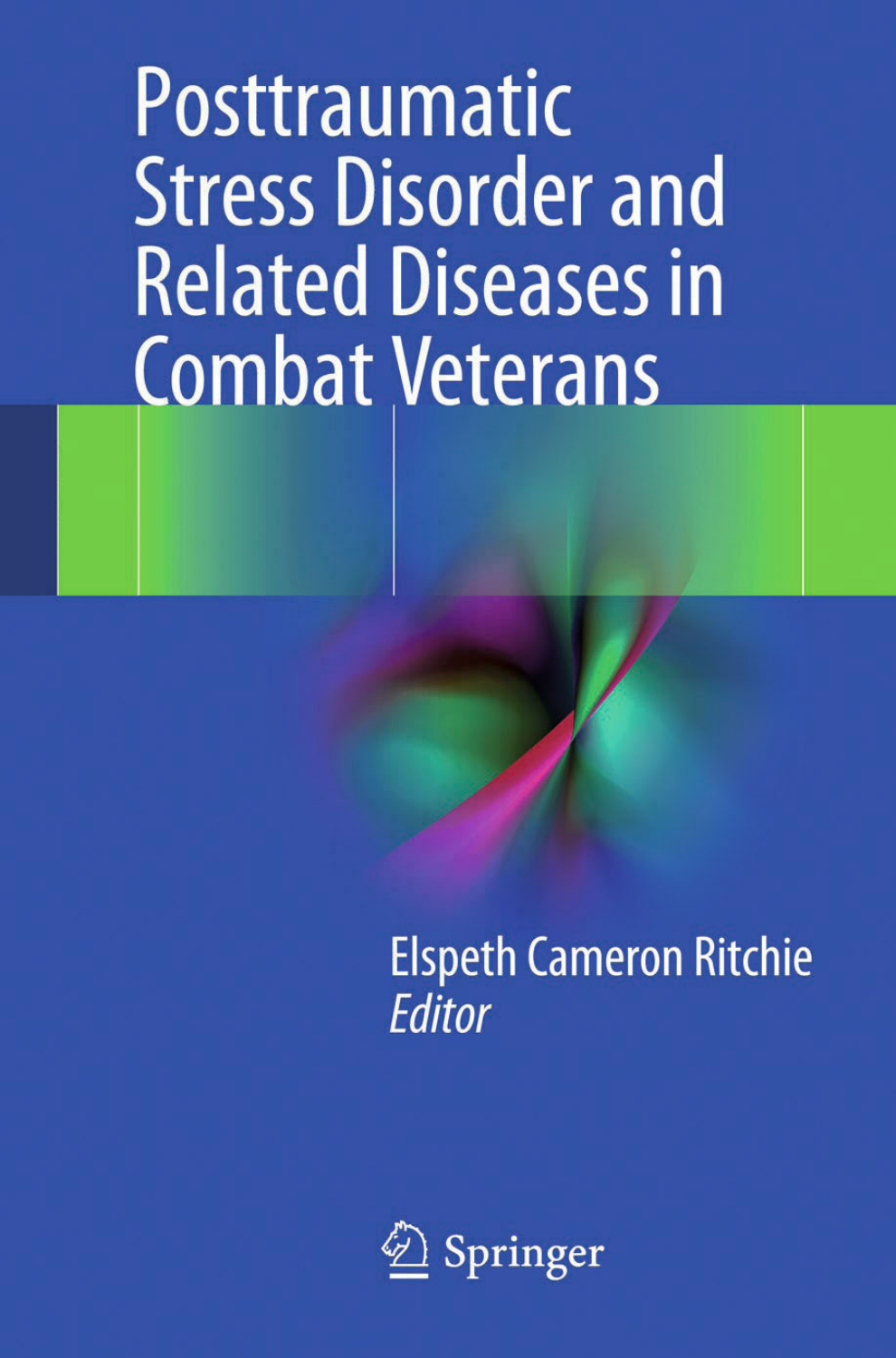# Posttraumatic Stress Disorder and Related Diseases in Combat Veterans

Elspeth Cameron Ritchie
*Editor*

Springer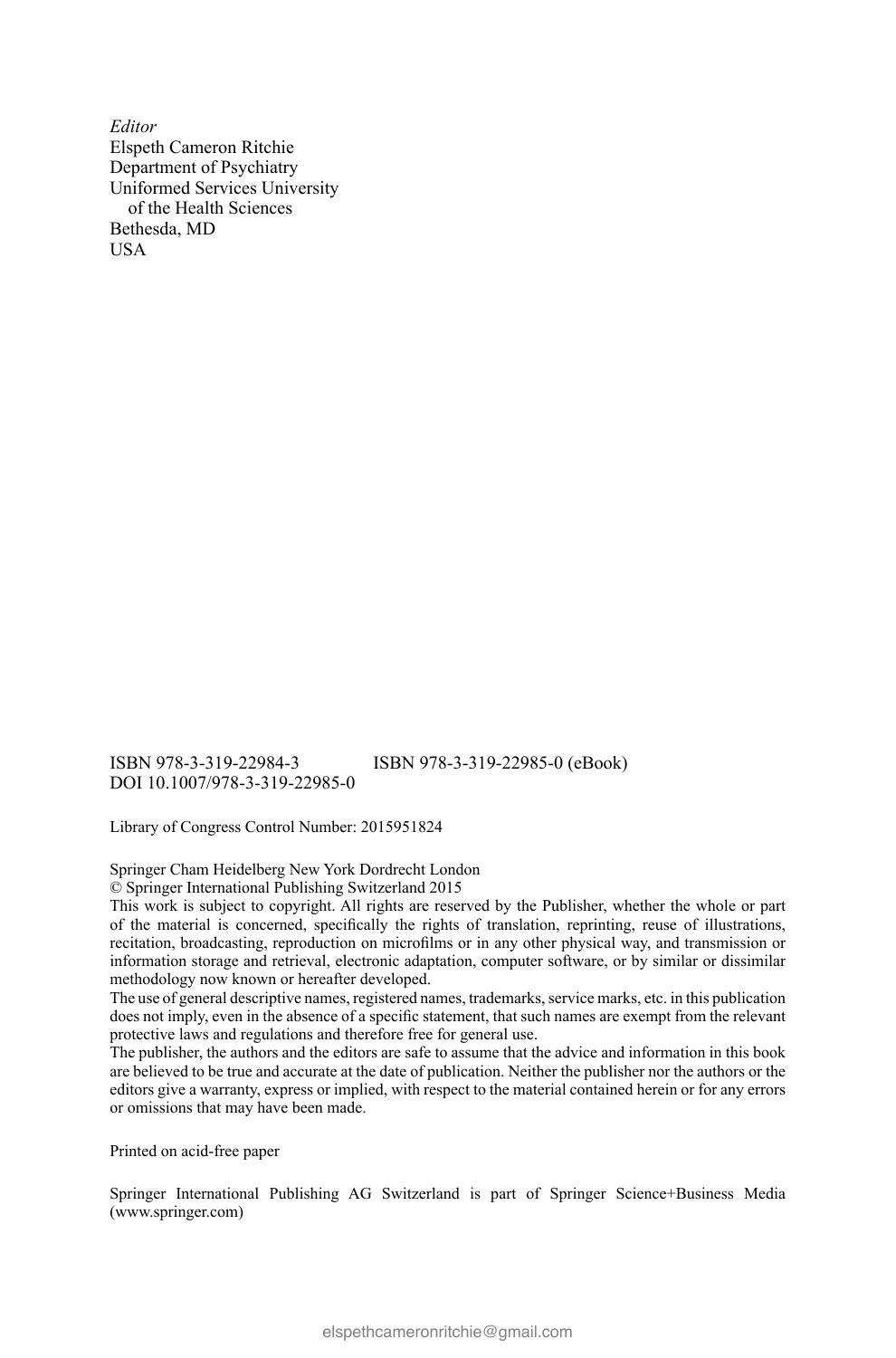*Editor*
Elspeth Cameron Ritchie
Department of Psychiatry
Uniformed Services University
of the Health Sciences
Bethesda, MD
USA

ISBN 978-3-319-22984-3 ISBN 978-3-319-22985-0 (eBook)
DOI 10.1007/978-3-319-22985-0

Library of Congress Control Number: 2015951824

Springer Cham Heidelberg New York Dordrecht London
© Springer International Publishing Switzerland 2015
This work is subject to copyright. All rights are reserved by the Publisher, whether the whole or part of the material is concerned, specifically the rights of translation, reprinting, reuse of illustrations, recitation, broadcasting, reproduction on microfilms or in any other physical way, and transmission or information storage and retrieval, electronic adaptation, computer software, or by similar or dissimilar methodology now known or hereafter developed.
The use of general descriptive names, registered names, trademarks, service marks, etc. in this publication does not imply, even in the absence of a specific statement, that such names are exempt from the relevant protective laws and regulations and therefore free for general use.
The publisher, the authors and the editors are safe to assume that the advice and information in this book are believed to be true and accurate at the date of publication. Neither the publisher nor the authors or the editors give a warranty, express or implied, with respect to the material contained herein or for any errors or omissions that may have been made.

Printed on acid-free paper

Springer International Publishing AG Switzerland is part of Springer Science+Business Media (www.springer.com)

elspethcameronritchie@gmail.com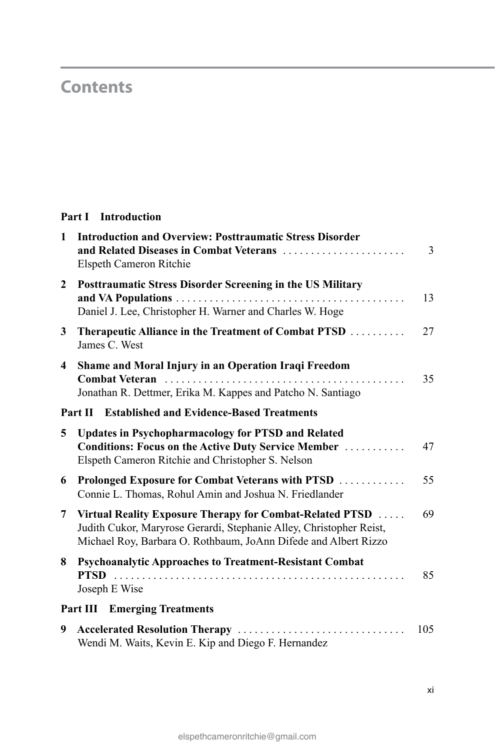# Contents

**Part I Introduction**

**1 Introduction and Overview: Posttraumatic Stress Disorder and Related Diseases in Combat Veterans** ...................... 3
Elspeth Cameron Ritchie

**2 Posttraumatic Stress Disorder Screening in the US Military and VA Populations** .......................................... 13
Daniel J. Lee, Christopher H. Warner and Charles W. Hoge

**3 Therapeutic Alliance in the Treatment of Combat PTSD** .......... 27
James C. West

**4 Shame and Moral Injury in an Operation Iraqi Freedom Combat Veteran** ........................................... 35
Jonathan R. Dettmer, Erika M. Kappes and Patcho N. Santiago

**Part II Established and Evidence-Based Treatments**

**5 Updates in Psychopharmacology for PTSD and Related Conditions: Focus on the Active Duty Service Member** ........... 47
Elspeth Cameron Ritchie and Christopher S. Nelson

**6 Prolonged Exposure for Combat Veterans with PTSD** ............ 55
Connie L. Thomas, Rohul Amin and Joshua N. Friedlander

**7 Virtual Reality Exposure Therapy for Combat-Related PTSD** ..... 69
Judith Cukor, Maryrose Gerardi, Stephanie Alley, Christopher Reist, Michael Roy, Barbara O. Rothbaum, JoAnn Difede and Albert Rizzo

**8 Psychoanalytic Approaches to Treatment-Resistant Combat PTSD** .................................................... 85
Joseph E Wise

**Part III Emerging Treatments**

**9 Accelerated Resolution Therapy** .............................. 105
Wendi M. Waits, Kevin E. Kip and Diego F. Hernandez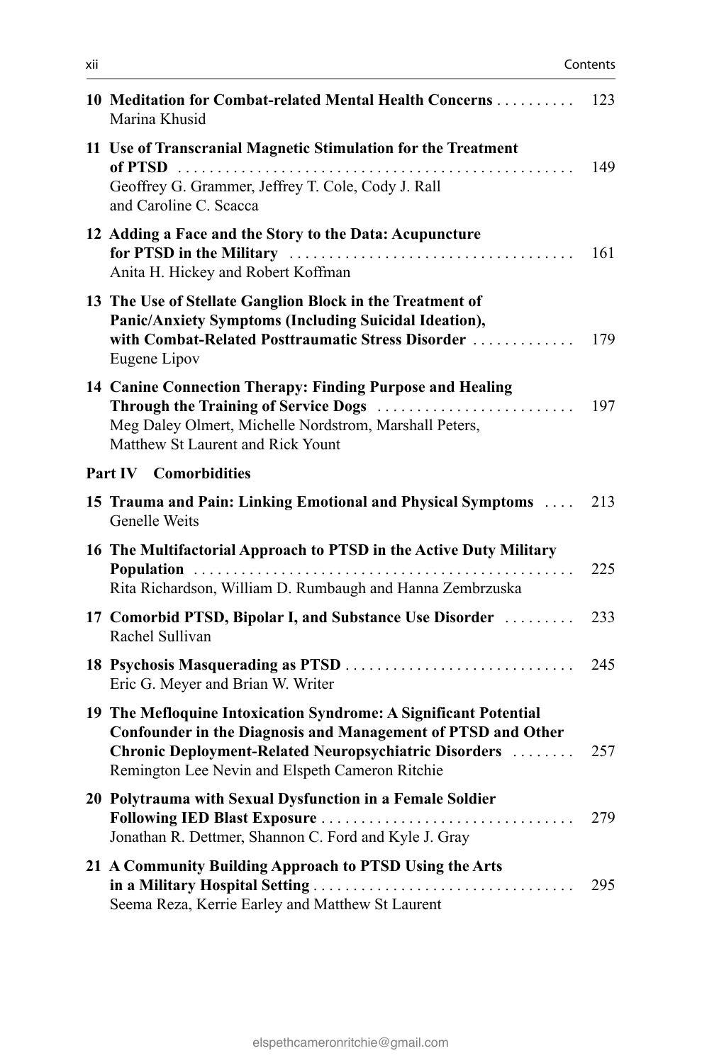| | |
|---|---|
| **10 Meditation for Combat-related Mental Health Concerns** <br> Marina Khusid | 123 |
| **11 Use of Transcranial Magnetic Stimulation for the Treatment of PTSD** <br> Geoffrey G. Grammer, Jeffrey T. Cole, Cody J. Rall and Caroline C. Scacca | 149 |
| **12 Adding a Face and the Story to the Data: Acupuncture for PTSD in the Military** <br> Anita H. Hickey and Robert Koffman | 161 |
| **13 The Use of Stellate Ganglion Block in the Treatment of Panic/Anxiety Symptoms (Including Suicidal Ideation), with Combat-Related Posttraumatic Stress Disorder** <br> Eugene Lipov | 179 |
| **14 Canine Connection Therapy: Finding Purpose and Healing Through the Training of Service Dogs** <br> Meg Daley Olmert, Michelle Nordstrom, Marshall Peters, Matthew St Laurent and Rick Yount | 197 |

**Part IV Comorbidities**

| | |
|---|---|
| **15 Trauma and Pain: Linking Emotional and Physical Symptoms** <br> Genelle Weits | 213 |
| **16 The Multifactorial Approach to PTSD in the Active Duty Military Population** <br> Rita Richardson, William D. Rumbaugh and Hanna Zembrzuska | 225 |
| **17 Comorbid PTSD, Bipolar I, and Substance Use Disorder** <br> Rachel Sullivan | 233 |
| **18 Psychosis Masquerading as PTSD** <br> Eric G. Meyer and Brian W. Writer | 245 |
| **19 The Mefloquine Intoxication Syndrome: A Significant Potential Confounder in the Diagnosis and Management of PTSD and Other Chronic Deployment-Related Neuropsychiatric Disorders** <br> Remington Lee Nevin and Elspeth Cameron Ritchie | 257 |
| **20 Polytrauma with Sexual Dysfunction in a Female Soldier Following IED Blast Exposure** <br> Jonathan R. Dettmer, Shannon C. Ford and Kyle J. Gray | 279 |
| **21 A Community Building Approach to PTSD Using the Arts in a Military Hospital Setting** <br> Seema Reza, Kerrie Earley and Matthew St Laurent | 295 |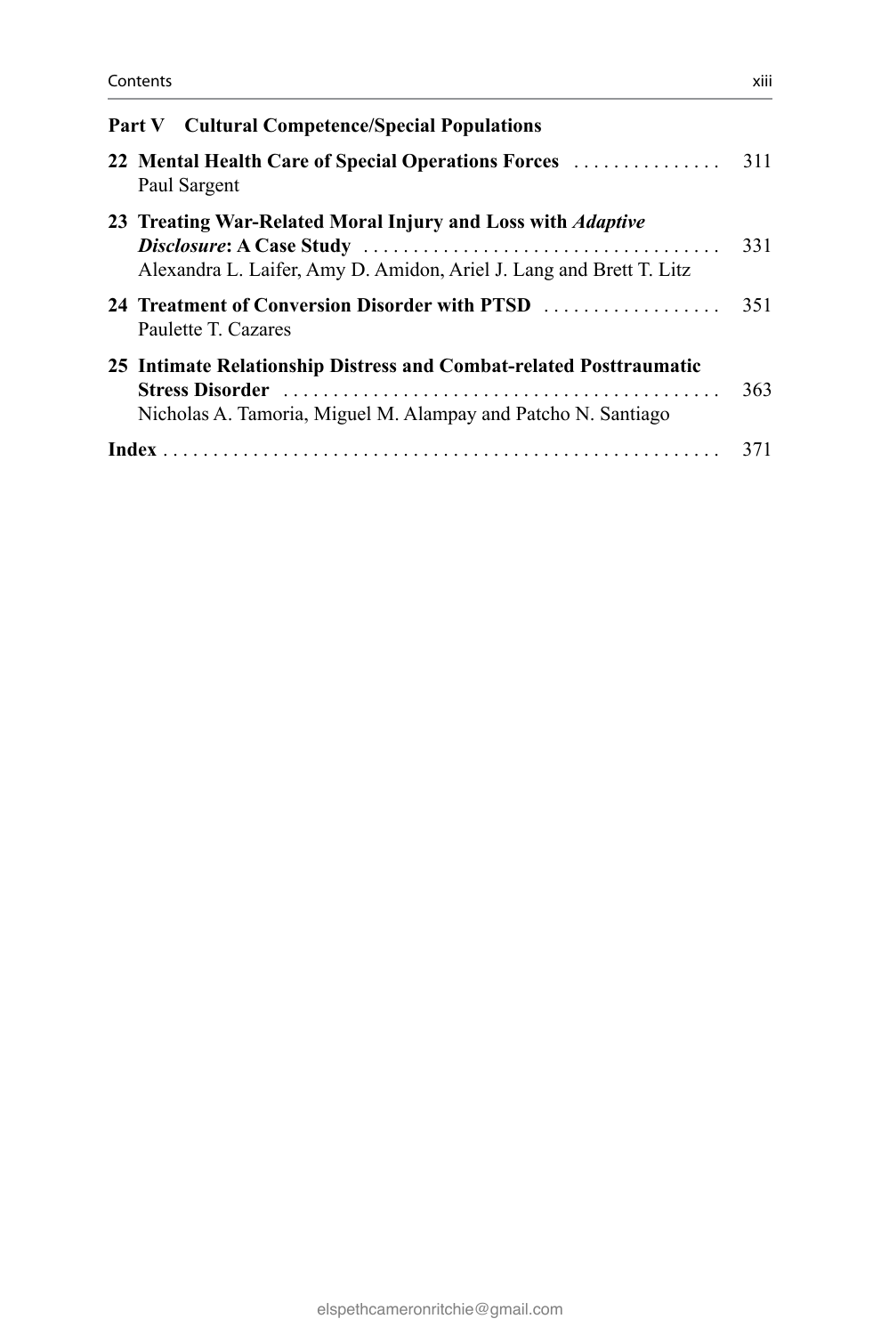## Part V Cultural Competence/Special Populations

**22 Mental Health Care of Special Operations Forces** ............... 311
Paul Sargent

**23 Treating War-Related Moral Injury and Loss with *Adaptive Disclosure*: A Case Study** ............... 331
Alexandra L. Laifer, Amy D. Amidon, Ariel J. Lang and Brett T. Litz

**24 Treatment of Conversion Disorder with PTSD** ............... 351
Paulette T. Cazares

**25 Intimate Relationship Distress and Combat-related Posttraumatic Stress Disorder** ............... 363
Nicholas A. Tamoria, Miguel M. Alampay and Patcho N. Santiago

**Index** ............... 371

elspethcameronritchie@gmail.com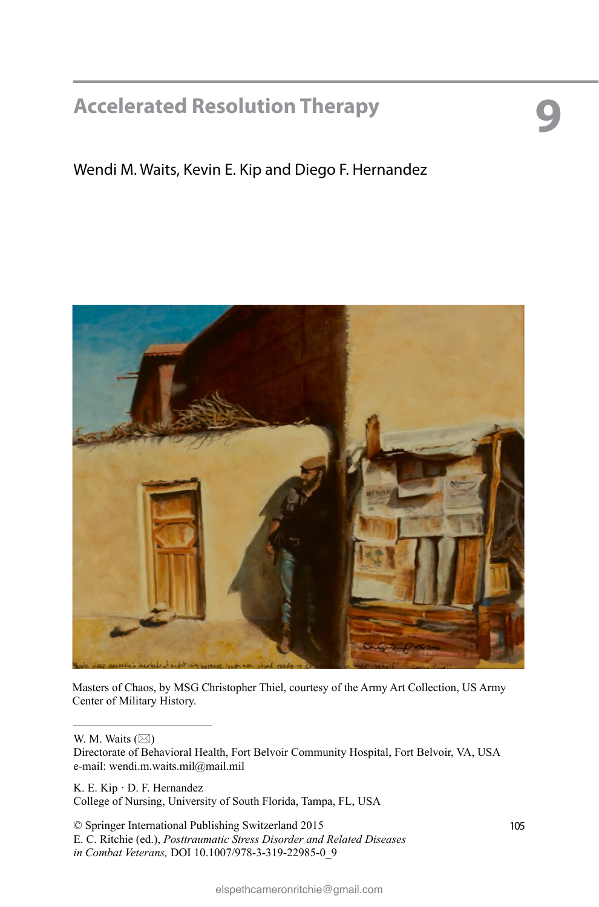# 9 Accelerated Resolution Therapy

Wendi M. Waits, Kevin E. Kip and Diego F. Hernandez

Masters of Chaos, by MSG Christopher Thiel, courtesy of the Army Art Collection, US Army Center of Military History.

---

W. M. Waits (✉)
Directorate of Behavioral Health, Fort Belvoir Community Hospital, Fort Belvoir, VA, USA
e-mail: wendi.m.waits.mil@mail.mil

K. E. Kip · D. F. Hernandez
College of Nursing, University of South Florida, Tampa, FL, USA

© Springer International Publishing Switzerland 2015
E. C. Ritchie (ed.), *Posttraumatic Stress Disorder and Related Diseases in Combat Veterans,* DOI 10.1007/978-3-319-22985-0_9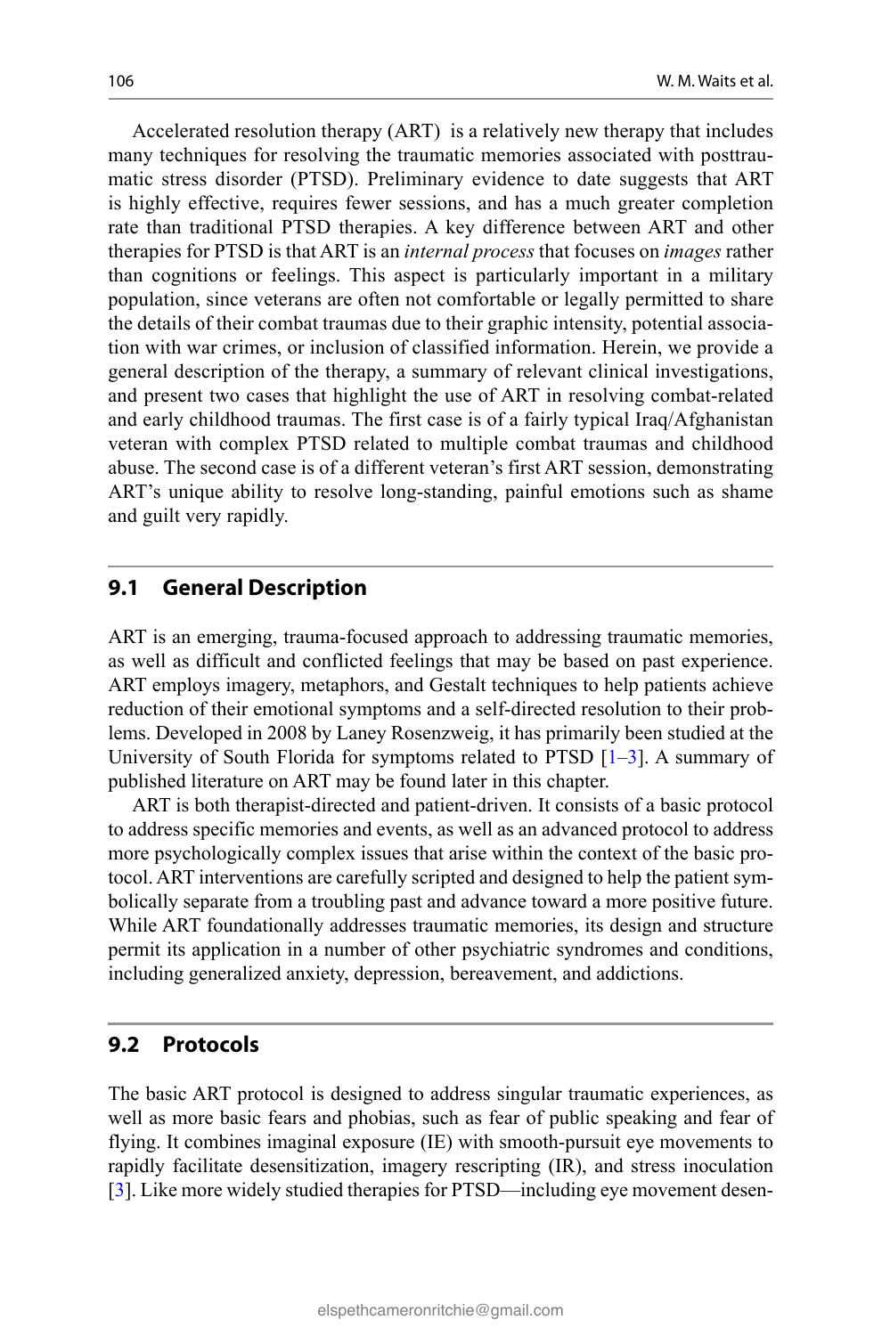Accelerated resolution therapy (ART) is a relatively new therapy that includes many techniques for resolving the traumatic memories associated with posttraumatic stress disorder (PTSD). Preliminary evidence to date suggests that ART is highly effective, requires fewer sessions, and has a much greater completion rate than traditional PTSD therapies. A key difference between ART and other therapies for PTSD is that ART is an *internal process* that focuses on *images* rather than cognitions or feelings. This aspect is particularly important in a military population, since veterans are often not comfortable or legally permitted to share the details of their combat traumas due to their graphic intensity, potential association with war crimes, or inclusion of classified information. Herein, we provide a general description of the therapy, a summary of relevant clinical investigations, and present two cases that highlight the use of ART in resolving combat-related and early childhood traumas. The first case is of a fairly typical Iraq/Afghanistan veteran with complex PTSD related to multiple combat traumas and childhood abuse. The second case is of a different veteran's first ART session, demonstrating ART's unique ability to resolve long-standing, painful emotions such as shame and guilt very rapidly.

## 9.1 General Description

ART is an emerging, trauma-focused approach to addressing traumatic memories, as well as difficult and conflicted feelings that may be based on past experience. ART employs imagery, metaphors, and Gestalt techniques to help patients achieve reduction of their emotional symptoms and a self-directed resolution to their problems. Developed in 2008 by Laney Rosenzweig, it has primarily been studied at the University of South Florida for symptoms related to PTSD [1–3]. A summary of published literature on ART may be found later in this chapter.

ART is both therapist-directed and patient-driven. It consists of a basic protocol to address specific memories and events, as well as an advanced protocol to address more psychologically complex issues that arise within the context of the basic protocol. ART interventions are carefully scripted and designed to help the patient symbolically separate from a troubling past and advance toward a more positive future. While ART foundationally addresses traumatic memories, its design and structure permit its application in a number of other psychiatric syndromes and conditions, including generalized anxiety, depression, bereavement, and addictions.

## 9.2 Protocols

The basic ART protocol is designed to address singular traumatic experiences, as well as more basic fears and phobias, such as fear of public speaking and fear of flying. It combines imaginal exposure (IE) with smooth-pursuit eye movements to rapidly facilitate desensitization, imagery rescripting (IR), and stress inoculation [3]. Like more widely studied therapies for PTSD—including eye movement desen-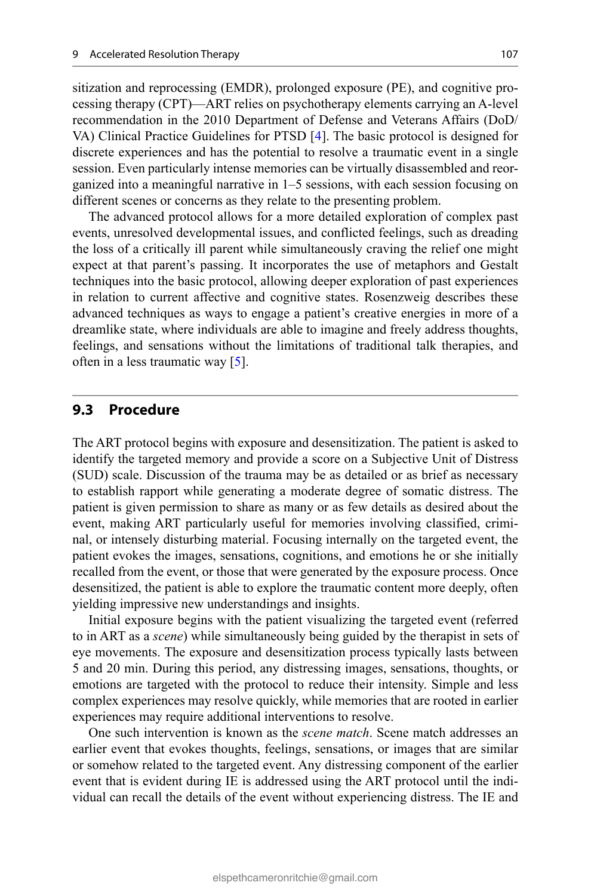sitization and reprocessing (EMDR), prolonged exposure (PE), and cognitive processing therapy (CPT)—ART relies on psychotherapy elements carrying an A-level recommendation in the 2010 Department of Defense and Veterans Affairs (DoD/VA) Clinical Practice Guidelines for PTSD [4]. The basic protocol is designed for discrete experiences and has the potential to resolve a traumatic event in a single session. Even particularly intense memories can be virtually disassembled and reorganized into a meaningful narrative in 1–5 sessions, with each session focusing on different scenes or concerns as they relate to the presenting problem.

The advanced protocol allows for a more detailed exploration of complex past events, unresolved developmental issues, and conflicted feelings, such as dreading the loss of a critically ill parent while simultaneously craving the relief one might expect at that parent's passing. It incorporates the use of metaphors and Gestalt techniques into the basic protocol, allowing deeper exploration of past experiences in relation to current affective and cognitive states. Rosenzweig describes these advanced techniques as ways to engage a patient's creative energies in more of a dreamlike state, where individuals are able to imagine and freely address thoughts, feelings, and sensations without the limitations of traditional talk therapies, and often in a less traumatic way [5].

## 9.3 Procedure

The ART protocol begins with exposure and desensitization. The patient is asked to identify the targeted memory and provide a score on a Subjective Unit of Distress (SUD) scale. Discussion of the trauma may be as detailed or as brief as necessary to establish rapport while generating a moderate degree of somatic distress. The patient is given permission to share as many or as few details as desired about the event, making ART particularly useful for memories involving classified, criminal, or intensely disturbing material. Focusing internally on the targeted event, the patient evokes the images, sensations, cognitions, and emotions he or she initially recalled from the event, or those that were generated by the exposure process. Once desensitized, the patient is able to explore the traumatic content more deeply, often yielding impressive new understandings and insights.

Initial exposure begins with the patient visualizing the targeted event (referred to in ART as a *scene*) while simultaneously being guided by the therapist in sets of eye movements. The exposure and desensitization process typically lasts between 5 and 20 min. During this period, any distressing images, sensations, thoughts, or emotions are targeted with the protocol to reduce their intensity. Simple and less complex experiences may resolve quickly, while memories that are rooted in earlier experiences may require additional interventions to resolve.

One such intervention is known as the *scene match*. Scene match addresses an earlier event that evokes thoughts, feelings, sensations, or images that are similar or somehow related to the targeted event. Any distressing component of the earlier event that is evident during IE is addressed using the ART protocol until the individual can recall the details of the event without experiencing distress. The IE and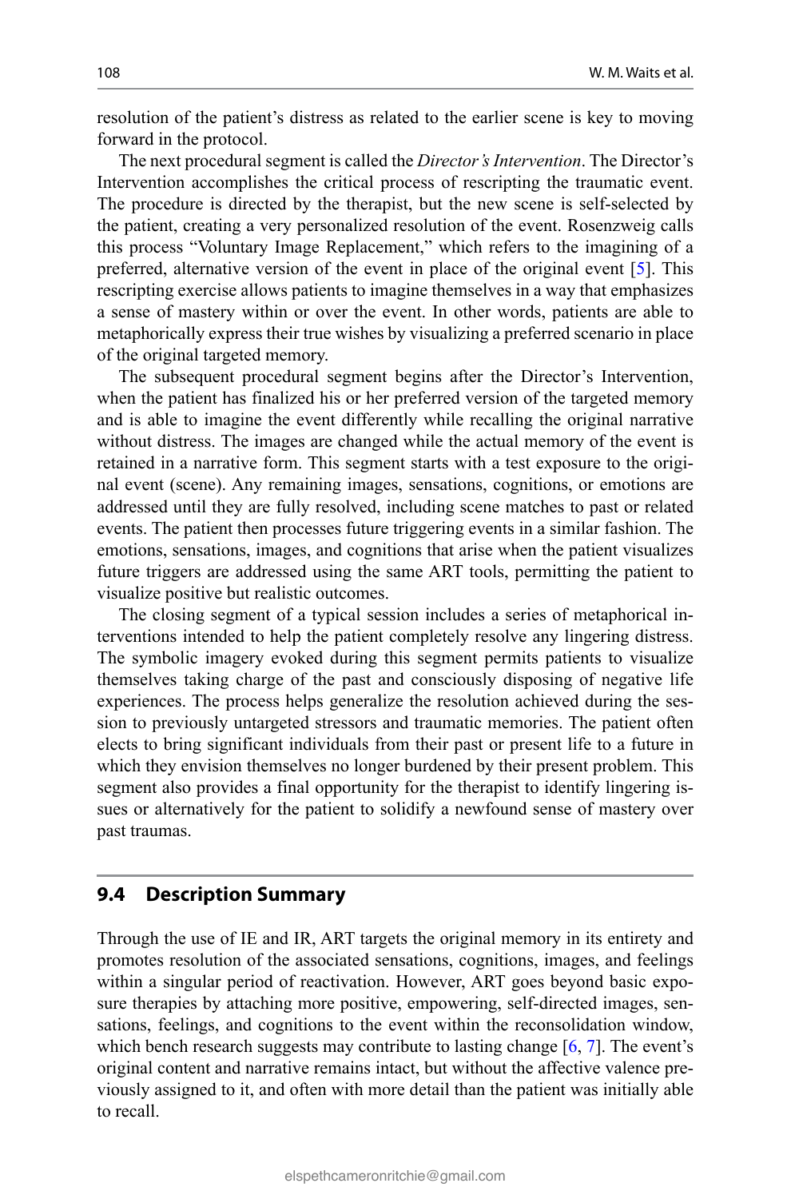resolution of the patient's distress as related to the earlier scene is key to moving forward in the protocol.

The next procedural segment is called the *Director's Intervention*. The Director's Intervention accomplishes the critical process of rescripting the traumatic event. The procedure is directed by the therapist, but the new scene is self-selected by the patient, creating a very personalized resolution of the event. Rosenzweig calls this process "Voluntary Image Replacement," which refers to the imagining of a preferred, alternative version of the event in place of the original event [5]. This rescripting exercise allows patients to imagine themselves in a way that emphasizes a sense of mastery within or over the event. In other words, patients are able to metaphorically express their true wishes by visualizing a preferred scenario in place of the original targeted memory.

The subsequent procedural segment begins after the Director's Intervention, when the patient has finalized his or her preferred version of the targeted memory and is able to imagine the event differently while recalling the original narrative without distress. The images are changed while the actual memory of the event is retained in a narrative form. This segment starts with a test exposure to the original event (scene). Any remaining images, sensations, cognitions, or emotions are addressed until they are fully resolved, including scene matches to past or related events. The patient then processes future triggering events in a similar fashion. The emotions, sensations, images, and cognitions that arise when the patient visualizes future triggers are addressed using the same ART tools, permitting the patient to visualize positive but realistic outcomes.

The closing segment of a typical session includes a series of metaphorical interventions intended to help the patient completely resolve any lingering distress. The symbolic imagery evoked during this segment permits patients to visualize themselves taking charge of the past and consciously disposing of negative life experiences. The process helps generalize the resolution achieved during the session to previously untargeted stressors and traumatic memories. The patient often elects to bring significant individuals from their past or present life to a future in which they envision themselves no longer burdened by their present problem. This segment also provides a final opportunity for the therapist to identify lingering issues or alternatively for the patient to solidify a newfound sense of mastery over past traumas.

## 9.4 Description Summary

Through the use of IE and IR, ART targets the original memory in its entirety and promotes resolution of the associated sensations, cognitions, images, and feelings within a singular period of reactivation. However, ART goes beyond basic exposure therapies by attaching more positive, empowering, self-directed images, sensations, feelings, and cognitions to the event within the reconsolidation window, which bench research suggests may contribute to lasting change [6, 7]. The event's original content and narrative remains intact, but without the affective valence previously assigned to it, and often with more detail than the patient was initially able to recall.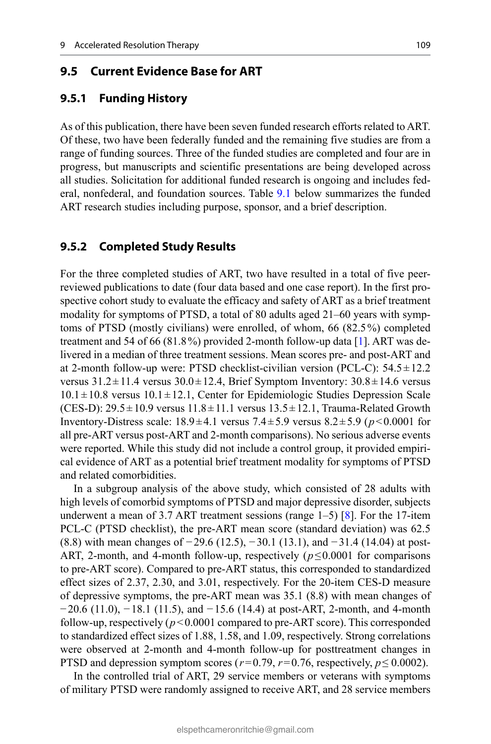## 9.5 Current Evidence Base for ART

### 9.5.1 Funding History

As of this publication, there have been seven funded research efforts related to ART. Of these, two have been federally funded and the remaining five studies are from a range of funding sources. Three of the funded studies are completed and four are in progress, but manuscripts and scientific presentations are being developed across all studies. Solicitation for additional funded research is ongoing and includes federal, nonfederal, and foundation sources. Table 9.1 below summarizes the funded ART research studies including purpose, sponsor, and a brief description.

### 9.5.2 Completed Study Results

For the three completed studies of ART, two have resulted in a total of five peer-reviewed publications to date (four data based and one case report). In the first prospective cohort study to evaluate the efficacy and safety of ART as a brief treatment modality for symptoms of PTSD, a total of 80 adults aged 21–60 years with symptoms of PTSD (mostly civilians) were enrolled, of whom, 66 (82.5%) completed treatment and 54 of 66 (81.8%) provided 2-month follow-up data [1]. ART was delivered in a median of three treatment sessions. Mean scores pre- and post-ART and at 2-month follow-up were: PTSD checklist-civilian version (PCL-C): $54.5 \pm 12.2$ versus $31.2 \pm 11.4$ versus $30.0 \pm 12.4$, Brief Symptom Inventory: $30.8 \pm 14.6$ versus $10.1 \pm 10.8$ versus $10.1 \pm 12.1$, Center for Epidemiologic Studies Depression Scale (CES-D): $29.5 \pm 10.9$ versus $11.8 \pm 11.1$ versus $13.5 \pm 12.1$, Trauma-Related Growth Inventory-Distress scale: $18.9 \pm 4.1$ versus $7.4 \pm 5.9$ versus $8.2 \pm 5.9$ ($p < 0.0001$ for all pre-ART versus post-ART and 2-month comparisons). No serious adverse events were reported. While this study did not include a control group, it provided empirical evidence of ART as a potential brief treatment modality for symptoms of PTSD and related comorbidities.

In a subgroup analysis of the above study, which consisted of 28 adults with high levels of comorbid symptoms of PTSD and major depressive disorder, subjects underwent a mean of 3.7 ART treatment sessions (range 1–5) [8]. For the 17-item PCL-C (PTSD checklist), the pre-ART mean score (standard deviation) was 62.5 (8.8) with mean changes of −29.6 (12.5), −30.1 (13.1), and −31.4 (14.04) at post-ART, 2-month, and 4-month follow-up, respectively ($p \leq 0.0001$ for comparisons to pre-ART score). Compared to pre-ART status, this corresponded to standardized effect sizes of 2.37, 2.30, and 3.01, respectively. For the 20-item CES-D measure of depressive symptoms, the pre-ART mean was 35.1 (8.8) with mean changes of −20.6 (11.0), −18.1 (11.5), and −15.6 (14.4) at post-ART, 2-month, and 4-month follow-up, respectively ($p < 0.0001$ compared to pre-ART score). This corresponded to standardized effect sizes of 1.88, 1.58, and 1.09, respectively. Strong correlations were observed at 2-month and 4-month follow-up for posttreatment changes in PTSD and depression symptom scores ($r = 0.79$, $r = 0.76$, respectively, $p \leq 0.0002$).

In the controlled trial of ART, 29 service members or veterans with symptoms of military PTSD were randomly assigned to receive ART, and 28 service members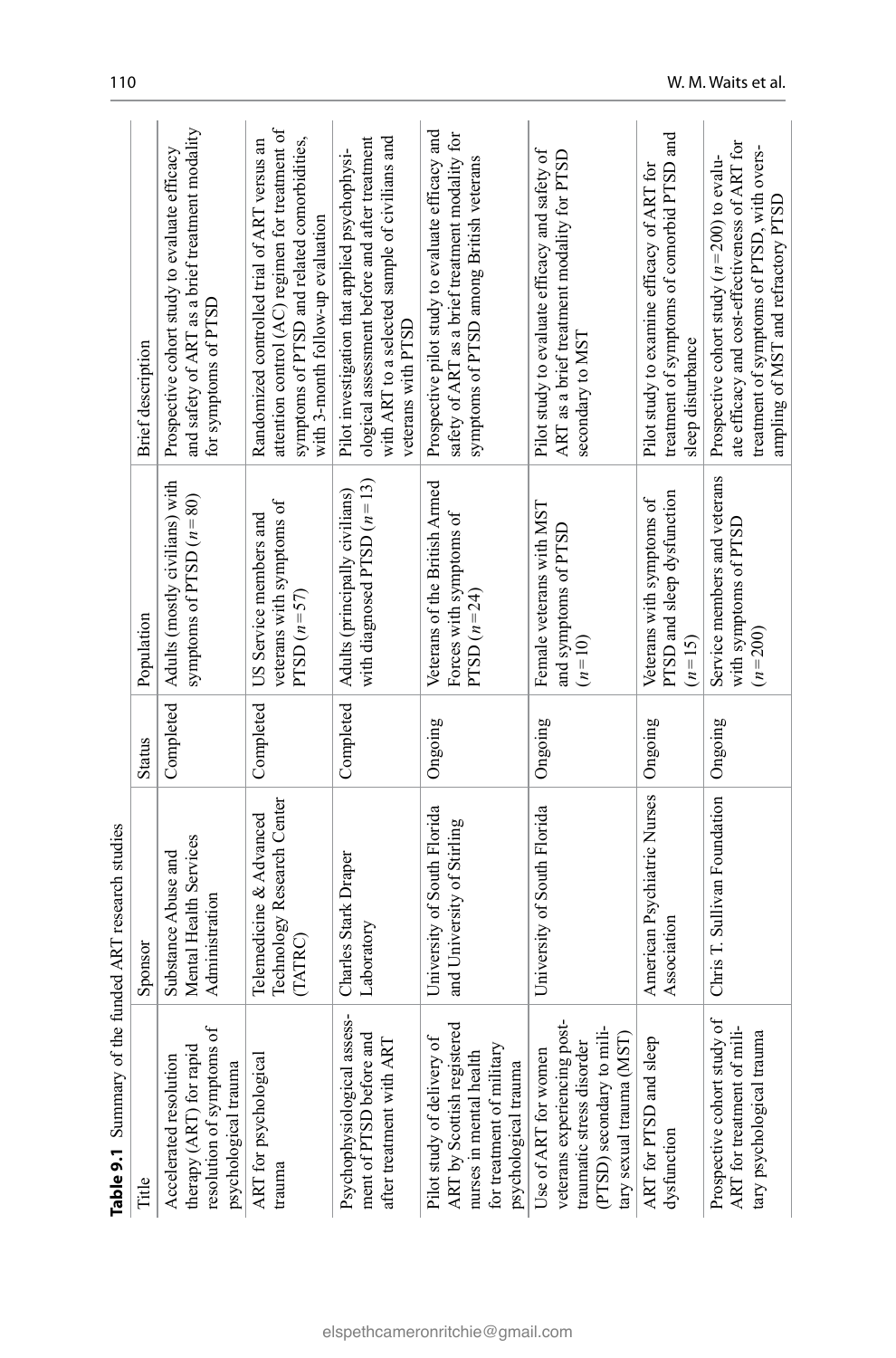**Table 9.1** Summary of the funded ART research studies

| Title | Sponsor | Status | Population | Brief description |
|---|---|---|---|---|
| Accelerated resolution therapy (ART) for rapid resolution of symptoms of psychological trauma | Substance Abuse and Mental Health Services Administration | Completed | Adults (mostly civilians) with symptoms of PTSD ($n = 80$) | Prospective cohort study to evaluate efficacy and safety of ART as a brief treatment modality for symptoms of PTSD |
| ART for psychological trauma | Telemedicine & Advanced Technology Research Center (TATRC) | Completed | US Service members and veterans with symptoms of PTSD ($n = 57$) | Randomized controlled trial of ART versus an attention control (AC) regimen for treatment of symptoms of PTSD and related comorbidities, with 3-month follow-up evaluation |
| Psychophysiological assessment of PTSD before and after treatment with ART | Charles Stark Draper Laboratory | Completed | Adults (principally civilians) with diagnosed PTSD ($n = 13$) | Pilot investigation that applied psychophysiological assessment before and after treatment with ART to a selected sample of civilians and veterans with PTSD |
| Pilot study of delivery of ART by Scottish registered nurses in mental health for treatment of military psychological trauma | University of South Florida and University of Stirling | Ongoing | Veterans of the British Armed Forces with symptoms of PTSD ($n = 24$) | Prospective pilot study to evaluate efficacy and safety of ART as a brief treatment modality for symptoms of PTSD among British veterans |
| Use of ART for women veterans experiencing posttraumatic stress disorder (PTSD) secondary to military sexual trauma (MST) | University of South Florida | Ongoing | Female veterans with MST and symptoms of PTSD ($n = 10$) | Pilot study to evaluate efficacy and safety of ART as a brief treatment modality for PTSD secondary to MST |
| ART for PTSD and sleep dysfunction | American Psychiatric Nurses Association | Ongoing | Veterans with symptoms of PTSD and sleep dysfunction ($n = 15$) | Pilot study to examine efficacy of ART for treatment of symptoms of comorbid PTSD and sleep disturbance |
| Prospective cohort study of ART for treatment of military psychological trauma | Chris T. Sullivan Foundation | Ongoing | Service members and veterans with symptoms of PTSD ($n = 200$) | Prospective cohort study ($n = 200$) to evaluate efficacy and cost-effectiveness of ART for treatment of symptoms of PTSD, with oversampling of MST and refractory PTSD |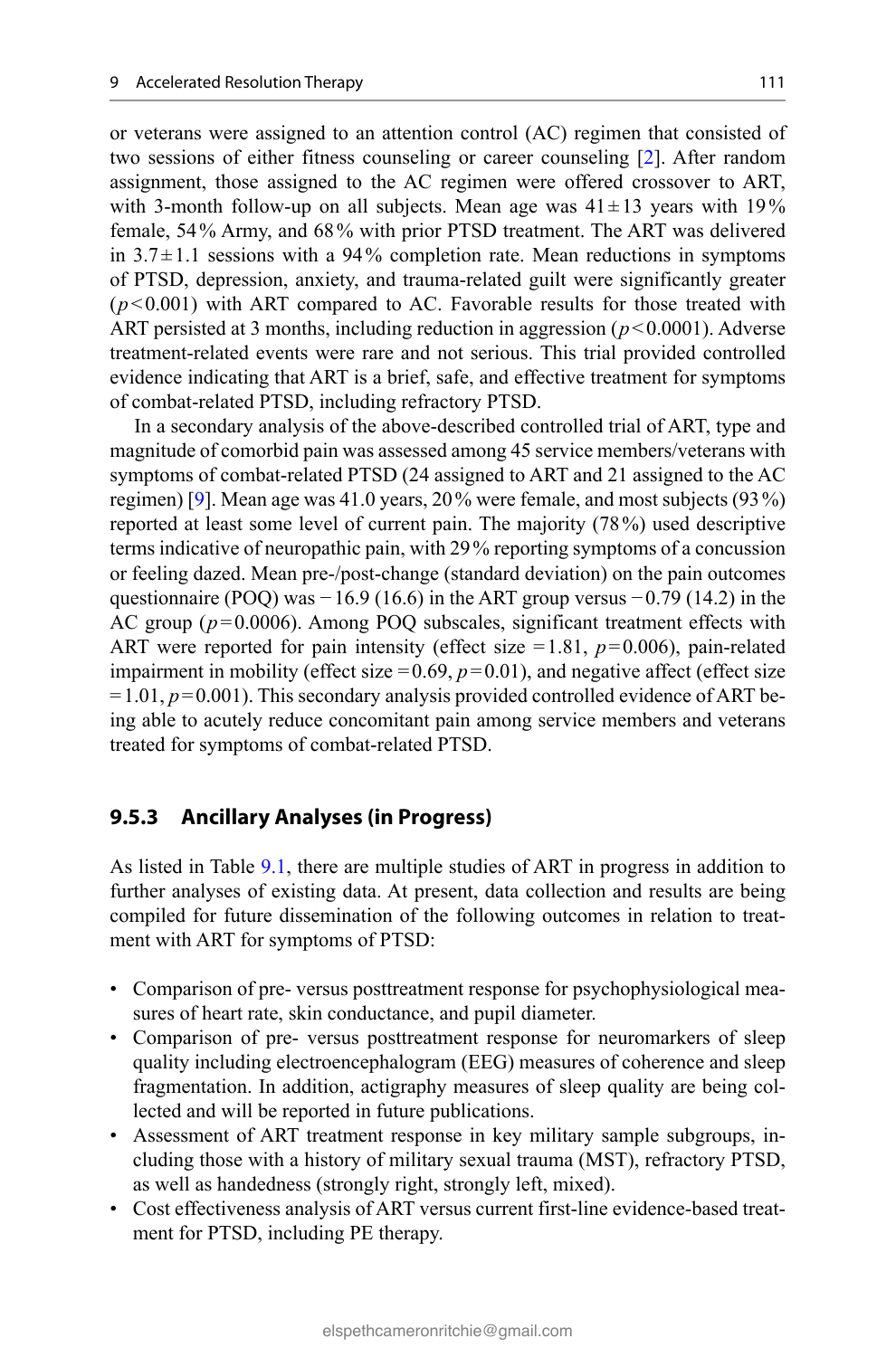or veterans were assigned to an attention control (AC) regimen that consisted of two sessions of either fitness counseling or career counseling [2]. After random assignment, those assigned to the AC regimen were offered crossover to ART, with 3-month follow-up on all subjects. Mean age was $41 \pm 13$ years with 19% female, 54% Army, and 68% with prior PTSD treatment. The ART was delivered in $3.7 \pm 1.1$ sessions with a 94% completion rate. Mean reductions in symptoms of PTSD, depression, anxiety, and trauma-related guilt were significantly greater ($p < 0.001$) with ART compared to AC. Favorable results for those treated with ART persisted at 3 months, including reduction in aggression ($p < 0.0001$). Adverse treatment-related events were rare and not serious. This trial provided controlled evidence indicating that ART is a brief, safe, and effective treatment for symptoms of combat-related PTSD, including refractory PTSD.

In a secondary analysis of the above-described controlled trial of ART, type and magnitude of comorbid pain was assessed among 45 service members/veterans with symptoms of combat-related PTSD (24 assigned to ART and 21 assigned to the AC regimen) [9]. Mean age was 41.0 years, 20% were female, and most subjects (93%) reported at least some level of current pain. The majority (78%) used descriptive terms indicative of neuropathic pain, with 29% reporting symptoms of a concussion or feeling dazed. Mean pre-/post-change (standard deviation) on the pain outcomes questionnaire (POQ) was −16.9 (16.6) in the ART group versus −0.79 (14.2) in the AC group ($p = 0.0006$). Among POQ subscales, significant treatment effects with ART were reported for pain intensity (effect size = 1.81, $p = 0.006$), pain-related impairment in mobility (effect size = 0.69, $p = 0.01$), and negative affect (effect size = 1.01, $p = 0.001$). This secondary analysis provided controlled evidence of ART being able to acutely reduce concomitant pain among service members and veterans treated for symptoms of combat-related PTSD.

### 9.5.3 Ancillary Analyses (in Progress)

As listed in Table 9.1, there are multiple studies of ART in progress in addition to further analyses of existing data. At present, data collection and results are being compiled for future dissemination of the following outcomes in relation to treatment with ART for symptoms of PTSD:

- Comparison of pre- versus posttreatment response for psychophysiological measures of heart rate, skin conductance, and pupil diameter.
- Comparison of pre- versus posttreatment response for neuromarkers of sleep quality including electroencephalogram (EEG) measures of coherence and sleep fragmentation. In addition, actigraphy measures of sleep quality are being collected and will be reported in future publications.
- Assessment of ART treatment response in key military sample subgroups, including those with a history of military sexual trauma (MST), refractory PTSD, as well as handedness (strongly right, strongly left, mixed).
- Cost effectiveness analysis of ART versus current first-line evidence-based treatment for PTSD, including PE therapy.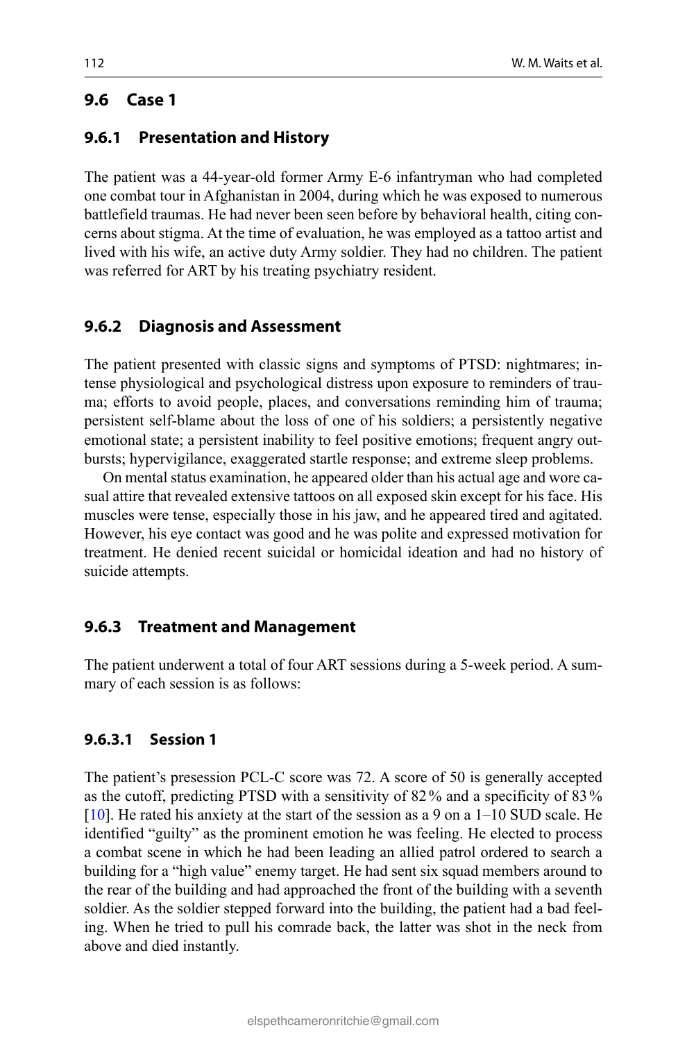## 9.6 Case 1

### 9.6.1 Presentation and History

The patient was a 44-year-old former Army E-6 infantryman who had completed one combat tour in Afghanistan in 2004, during which he was exposed to numerous battlefield traumas. He had never been seen before by behavioral health, citing concerns about stigma. At the time of evaluation, he was employed as a tattoo artist and lived with his wife, an active duty Army soldier. They had no children. The patient was referred for ART by his treating psychiatry resident.

### 9.6.2 Diagnosis and Assessment

The patient presented with classic signs and symptoms of PTSD: nightmares; intense physiological and psychological distress upon exposure to reminders of trauma; efforts to avoid people, places, and conversations reminding him of trauma; persistent self-blame about the loss of one of his soldiers; a persistently negative emotional state; a persistent inability to feel positive emotions; frequent angry outbursts; hypervigilance, exaggerated startle response; and extreme sleep problems.

On mental status examination, he appeared older than his actual age and wore casual attire that revealed extensive tattoos on all exposed skin except for his face. His muscles were tense, especially those in his jaw, and he appeared tired and agitated. However, his eye contact was good and he was polite and expressed motivation for treatment. He denied recent suicidal or homicidal ideation and had no history of suicide attempts.

### 9.6.3 Treatment and Management

The patient underwent a total of four ART sessions during a 5-week period. A summary of each session is as follows:

#### 9.6.3.1 Session 1

The patient's presession PCL-C score was 72. A score of 50 is generally accepted as the cutoff, predicting PTSD with a sensitivity of 82% and a specificity of 83% [10]. He rated his anxiety at the start of the session as a 9 on a 1–10 SUD scale. He identified "guilty" as the prominent emotion he was feeling. He elected to process a combat scene in which he had been leading an allied patrol ordered to search a building for a "high value" enemy target. He had sent six squad members around to the rear of the building and had approached the front of the building with a seventh soldier. As the soldier stepped forward into the building, the patient had a bad feeling. When he tried to pull his comrade back, the latter was shot in the neck from above and died instantly.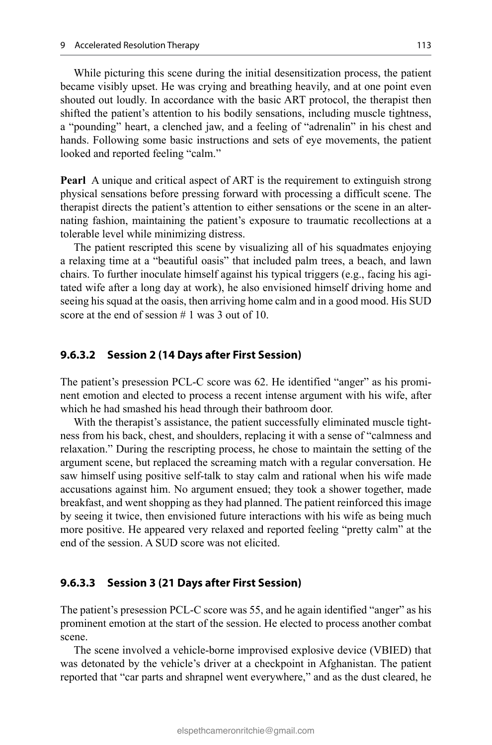While picturing this scene during the initial desensitization process, the patient became visibly upset. He was crying and breathing heavily, and at one point even shouted out loudly. In accordance with the basic ART protocol, the therapist then shifted the patient's attention to his bodily sensations, including muscle tightness, a "pounding" heart, a clenched jaw, and a feeling of "adrenalin" in his chest and hands. Following some basic instructions and sets of eye movements, the patient looked and reported feeling "calm."

**Pearl** A unique and critical aspect of ART is the requirement to extinguish strong physical sensations before pressing forward with processing a difficult scene. The therapist directs the patient's attention to either sensations or the scene in an alternating fashion, maintaining the patient's exposure to traumatic recollections at a tolerable level while minimizing distress.

The patient rescripted this scene by visualizing all of his squadmates enjoying a relaxing time at a "beautiful oasis" that included palm trees, a beach, and lawn chairs. To further inoculate himself against his typical triggers (e.g., facing his agitated wife after a long day at work), he also envisioned himself driving home and seeing his squad at the oasis, then arriving home calm and in a good mood. His SUD score at the end of session # 1 was 3 out of 10.

#### 9.6.3.2 Session 2 (14 Days after First Session)

The patient's presession PCL-C score was 62. He identified "anger" as his prominent emotion and elected to process a recent intense argument with his wife, after which he had smashed his head through their bathroom door.

With the therapist's assistance, the patient successfully eliminated muscle tightness from his back, chest, and shoulders, replacing it with a sense of "calmness and relaxation." During the rescripting process, he chose to maintain the setting of the argument scene, but replaced the screaming match with a regular conversation. He saw himself using positive self-talk to stay calm and rational when his wife made accusations against him. No argument ensued; they took a shower together, made breakfast, and went shopping as they had planned. The patient reinforced this image by seeing it twice, then envisioned future interactions with his wife as being much more positive. He appeared very relaxed and reported feeling "pretty calm" at the end of the session. A SUD score was not elicited.

#### 9.6.3.3 Session 3 (21 Days after First Session)

The patient's presession PCL-C score was 55, and he again identified "anger" as his prominent emotion at the start of the session. He elected to process another combat scene.

The scene involved a vehicle-borne improvised explosive device (VBIED) that was detonated by the vehicle's driver at a checkpoint in Afghanistan. The patient reported that "car parts and shrapnel went everywhere," and as the dust cleared, he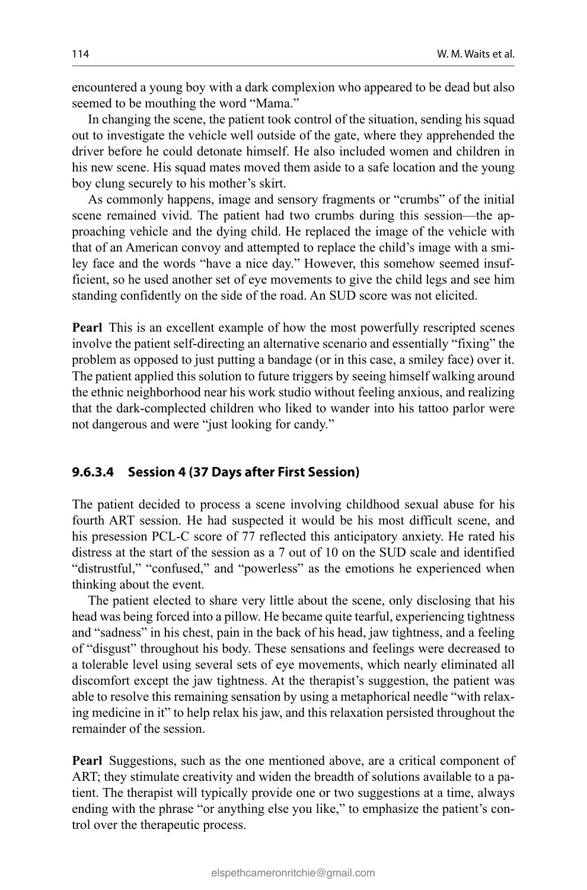encountered a young boy with a dark complexion who appeared to be dead but also seemed to be mouthing the word "Mama."

In changing the scene, the patient took control of the situation, sending his squad out to investigate the vehicle well outside of the gate, where they apprehended the driver before he could detonate himself. He also included women and children in his new scene. His squad mates moved them aside to a safe location and the young boy clung securely to his mother's skirt.

As commonly happens, image and sensory fragments or "crumbs" of the initial scene remained vivid. The patient had two crumbs during this session—the approaching vehicle and the dying child. He replaced the image of the vehicle with that of an American convoy and attempted to replace the child's image with a smiley face and the words "have a nice day." However, this somehow seemed insufficient, so he used another set of eye movements to give the child legs and see him standing confidently on the side of the road. An SUD score was not elicited.

**Pearl** This is an excellent example of how the most powerfully rescripted scenes involve the patient self-directing an alternative scenario and essentially "fixing" the problem as opposed to just putting a bandage (or in this case, a smiley face) over it. The patient applied this solution to future triggers by seeing himself walking around the ethnic neighborhood near his work studio without feeling anxious, and realizing that the dark-complected children who liked to wander into his tattoo parlor were not dangerous and were "just looking for candy."

#### 9.6.3.4 Session 4 (37 Days after First Session)

The patient decided to process a scene involving childhood sexual abuse for his fourth ART session. He had suspected it would be his most difficult scene, and his presession PCL-C score of 77 reflected this anticipatory anxiety. He rated his distress at the start of the session as a 7 out of 10 on the SUD scale and identified "distrustful," "confused," and "powerless" as the emotions he experienced when thinking about the event.

The patient elected to share very little about the scene, only disclosing that his head was being forced into a pillow. He became quite tearful, experiencing tightness and "sadness" in his chest, pain in the back of his head, jaw tightness, and a feeling of "disgust" throughout his body. These sensations and feelings were decreased to a tolerable level using several sets of eye movements, which nearly eliminated all discomfort except the jaw tightness. At the therapist's suggestion, the patient was able to resolve this remaining sensation by using a metaphorical needle "with relaxing medicine in it" to help relax his jaw, and this relaxation persisted throughout the remainder of the session.

**Pearl** Suggestions, such as the one mentioned above, are a critical component of ART; they stimulate creativity and widen the breadth of solutions available to a patient. The therapist will typically provide one or two suggestions at a time, always ending with the phrase "or anything else you like," to emphasize the patient's control over the therapeutic process.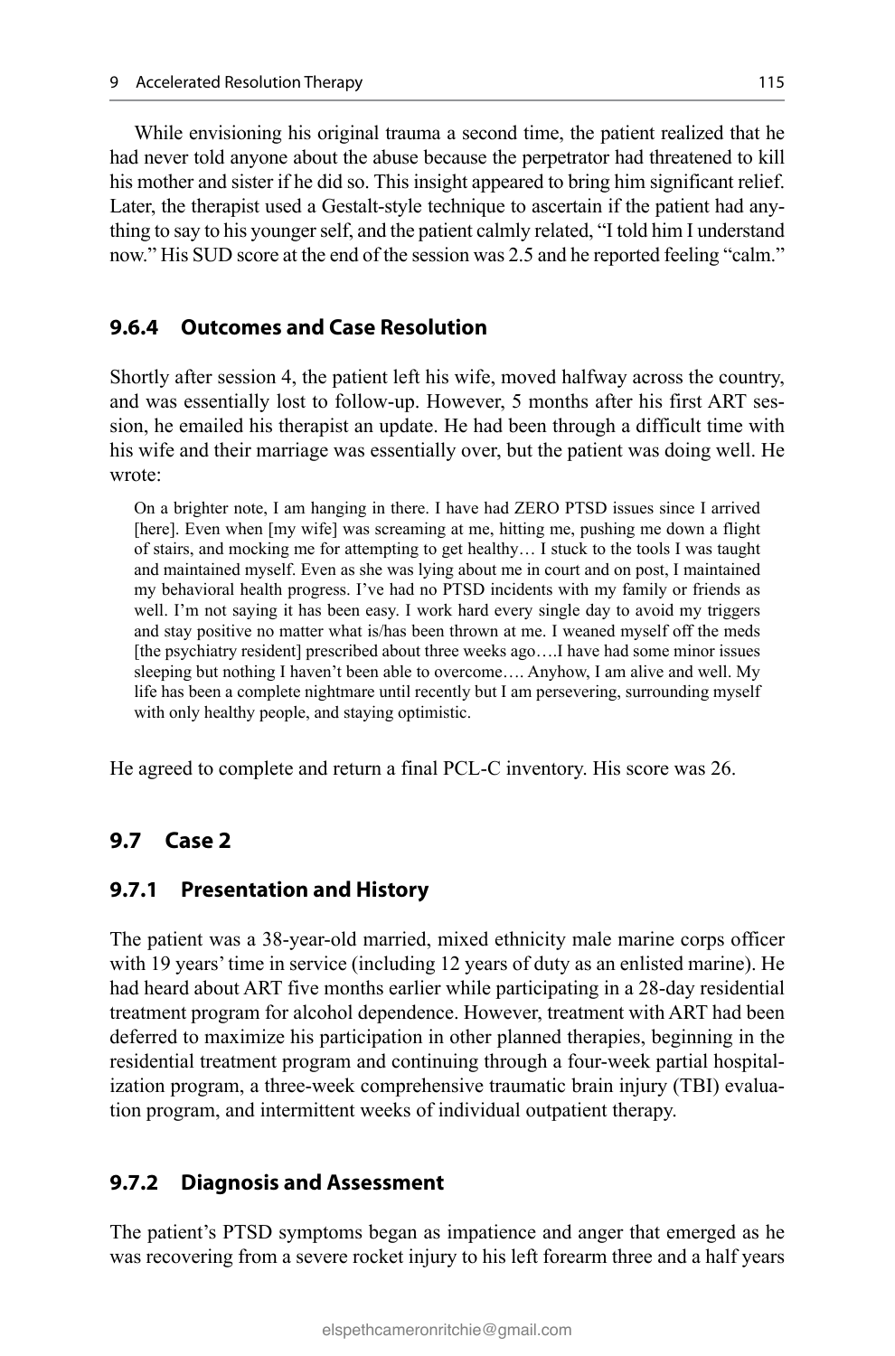While envisioning his original trauma a second time, the patient realized that he had never told anyone about the abuse because the perpetrator had threatened to kill his mother and sister if he did so. This insight appeared to bring him significant relief. Later, the therapist used a Gestalt-style technique to ascertain if the patient had anything to say to his younger self, and the patient calmly related, "I told him I understand now." His SUD score at the end of the session was 2.5 and he reported feeling "calm."

### 9.6.4 Outcomes and Case Resolution

Shortly after session 4, the patient left his wife, moved halfway across the country, and was essentially lost to follow-up. However, 5 months after his first ART session, he emailed his therapist an update. He had been through a difficult time with his wife and their marriage was essentially over, but the patient was doing well. He wrote:

> On a brighter note, I am hanging in there. I have had ZERO PTSD issues since I arrived [here]. Even when [my wife] was screaming at me, hitting me, pushing me down a flight of stairs, and mocking me for attempting to get healthy… I stuck to the tools I was taught and maintained myself. Even as she was lying about me in court and on post, I maintained my behavioral health progress. I've had no PTSD incidents with my family or friends as well. I'm not saying it has been easy. I work hard every single day to avoid my triggers and stay positive no matter what is/has been thrown at me. I weaned myself off the meds [the psychiatry resident] prescribed about three weeks ago….I have had some minor issues sleeping but nothing I haven't been able to overcome…. Anyhow, I am alive and well. My life has been a complete nightmare until recently but I am persevering, surrounding myself with only healthy people, and staying optimistic.

He agreed to complete and return a final PCL-C inventory. His score was 26.

## 9.7 Case 2

### 9.7.1 Presentation and History

The patient was a 38-year-old married, mixed ethnicity male marine corps officer with 19 years' time in service (including 12 years of duty as an enlisted marine). He had heard about ART five months earlier while participating in a 28-day residential treatment program for alcohol dependence. However, treatment with ART had been deferred to maximize his participation in other planned therapies, beginning in the residential treatment program and continuing through a four-week partial hospitalization program, a three-week comprehensive traumatic brain injury (TBI) evaluation program, and intermittent weeks of individual outpatient therapy.

### 9.7.2 Diagnosis and Assessment

The patient's PTSD symptoms began as impatience and anger that emerged as he was recovering from a severe rocket injury to his left forearm three and a half years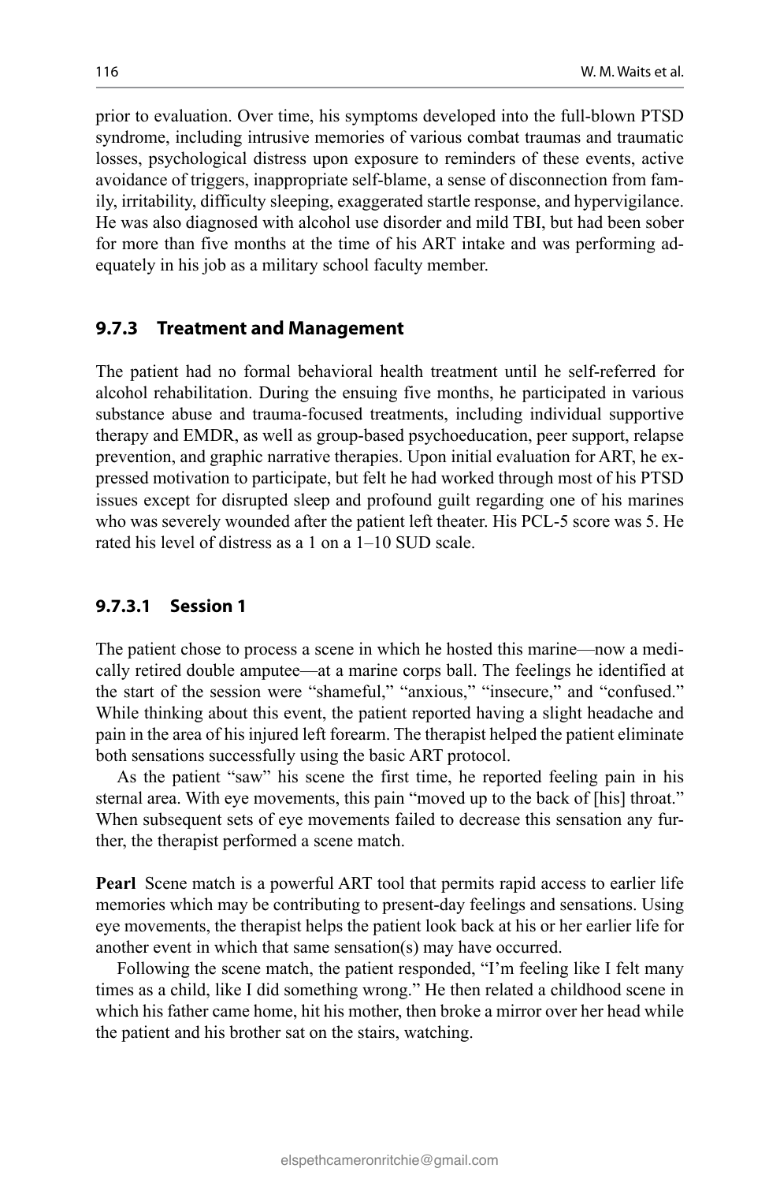prior to evaluation. Over time, his symptoms developed into the full-blown PTSD syndrome, including intrusive memories of various combat traumas and traumatic losses, psychological distress upon exposure to reminders of these events, active avoidance of triggers, inappropriate self-blame, a sense of disconnection from family, irritability, difficulty sleeping, exaggerated startle response, and hypervigilance. He was also diagnosed with alcohol use disorder and mild TBI, but had been sober for more than five months at the time of his ART intake and was performing adequately in his job as a military school faculty member.

### 9.7.3 Treatment and Management

The patient had no formal behavioral health treatment until he self-referred for alcohol rehabilitation. During the ensuing five months, he participated in various substance abuse and trauma-focused treatments, including individual supportive therapy and EMDR, as well as group-based psychoeducation, peer support, relapse prevention, and graphic narrative therapies. Upon initial evaluation for ART, he expressed motivation to participate, but felt he had worked through most of his PTSD issues except for disrupted sleep and profound guilt regarding one of his marines who was severely wounded after the patient left theater. His PCL-5 score was 5. He rated his level of distress as a 1 on a 1–10 SUD scale.

#### 9.7.3.1 Session 1

The patient chose to process a scene in which he hosted this marine—now a medically retired double amputee—at a marine corps ball. The feelings he identified at the start of the session were "shameful," "anxious," "insecure," and "confused." While thinking about this event, the patient reported having a slight headache and pain in the area of his injured left forearm. The therapist helped the patient eliminate both sensations successfully using the basic ART protocol.

As the patient "saw" his scene the first time, he reported feeling pain in his sternal area. With eye movements, this pain "moved up to the back of [his] throat." When subsequent sets of eye movements failed to decrease this sensation any further, the therapist performed a scene match.

**Pearl** Scene match is a powerful ART tool that permits rapid access to earlier life memories which may be contributing to present-day feelings and sensations. Using eye movements, the therapist helps the patient look back at his or her earlier life for another event in which that same sensation(s) may have occurred.

Following the scene match, the patient responded, "I'm feeling like I felt many times as a child, like I did something wrong." He then related a childhood scene in which his father came home, hit his mother, then broke a mirror over her head while the patient and his brother sat on the stairs, watching.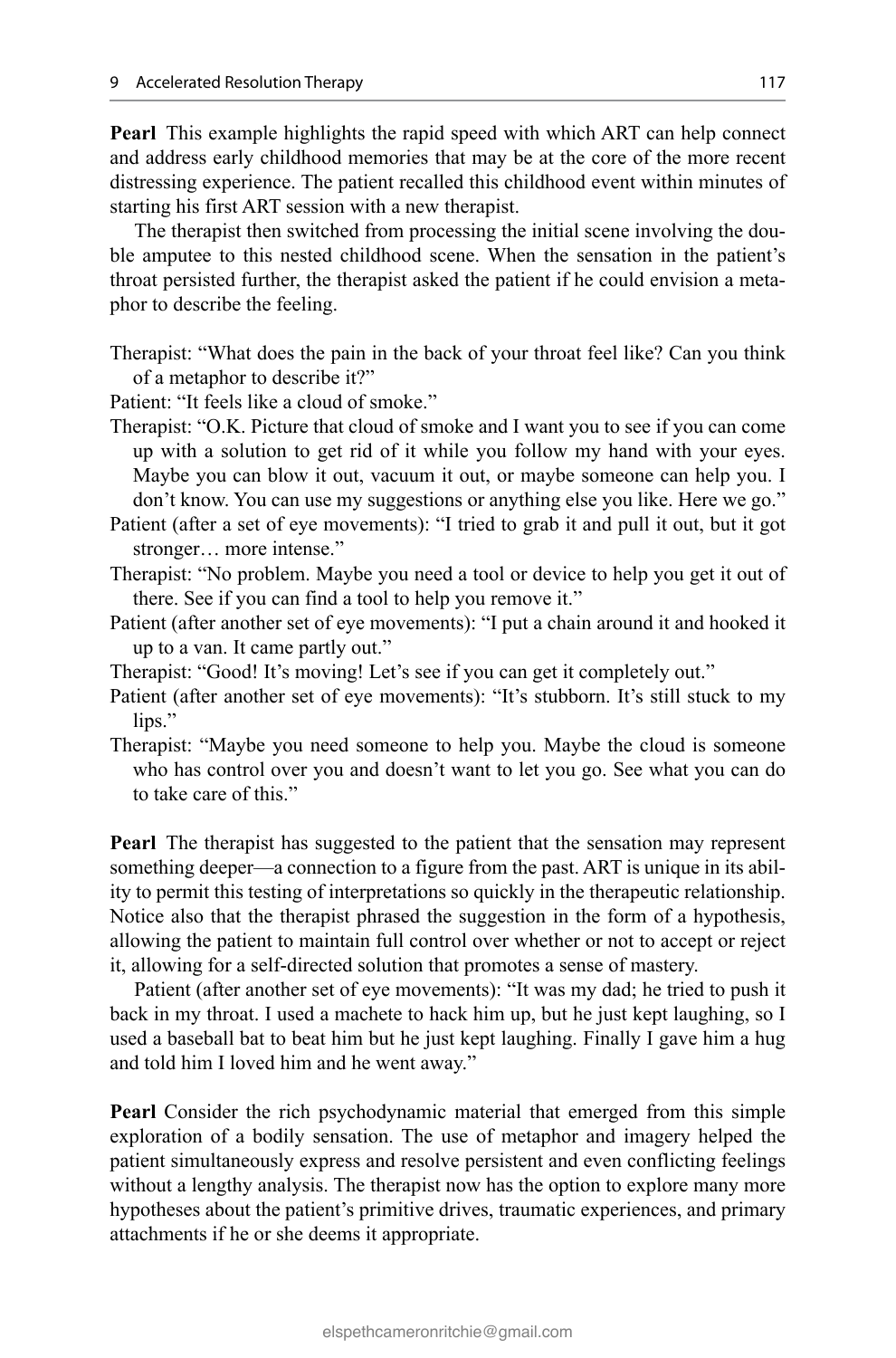**Pearl** This example highlights the rapid speed with which ART can help connect and address early childhood memories that may be at the core of the more recent distressing experience. The patient recalled this childhood event within minutes of starting his first ART session with a new therapist.

The therapist then switched from processing the initial scene involving the double amputee to this nested childhood scene. When the sensation in the patient's throat persisted further, the therapist asked the patient if he could envision a metaphor to describe the feeling.

Therapist: "What does the pain in the back of your throat feel like? Can you think of a metaphor to describe it?"

Patient: "It feels like a cloud of smoke."

Therapist: "O.K. Picture that cloud of smoke and I want you to see if you can come up with a solution to get rid of it while you follow my hand with your eyes. Maybe you can blow it out, vacuum it out, or maybe someone can help you. I don't know. You can use my suggestions or anything else you like. Here we go."

Patient (after a set of eye movements): "I tried to grab it and pull it out, but it got stronger… more intense."

Therapist: "No problem. Maybe you need a tool or device to help you get it out of there. See if you can find a tool to help you remove it."

Patient (after another set of eye movements): "I put a chain around it and hooked it up to a van. It came partly out."

Therapist: "Good! It's moving! Let's see if you can get it completely out."

Patient (after another set of eye movements): "It's stubborn. It's still stuck to my lips."

Therapist: "Maybe you need someone to help you. Maybe the cloud is someone who has control over you and doesn't want to let you go. See what you can do to take care of this."

**Pearl** The therapist has suggested to the patient that the sensation may represent something deeper—a connection to a figure from the past. ART is unique in its ability to permit this testing of interpretations so quickly in the therapeutic relationship. Notice also that the therapist phrased the suggestion in the form of a hypothesis, allowing the patient to maintain full control over whether or not to accept or reject it, allowing for a self-directed solution that promotes a sense of mastery.

Patient (after another set of eye movements): "It was my dad; he tried to push it back in my throat. I used a machete to hack him up, but he just kept laughing, so I used a baseball bat to beat him but he just kept laughing. Finally I gave him a hug and told him I loved him and he went away."

**Pearl** Consider the rich psychodynamic material that emerged from this simple exploration of a bodily sensation. The use of metaphor and imagery helped the patient simultaneously express and resolve persistent and even conflicting feelings without a lengthy analysis. The therapist now has the option to explore many more hypotheses about the patient's primitive drives, traumatic experiences, and primary attachments if he or she deems it appropriate.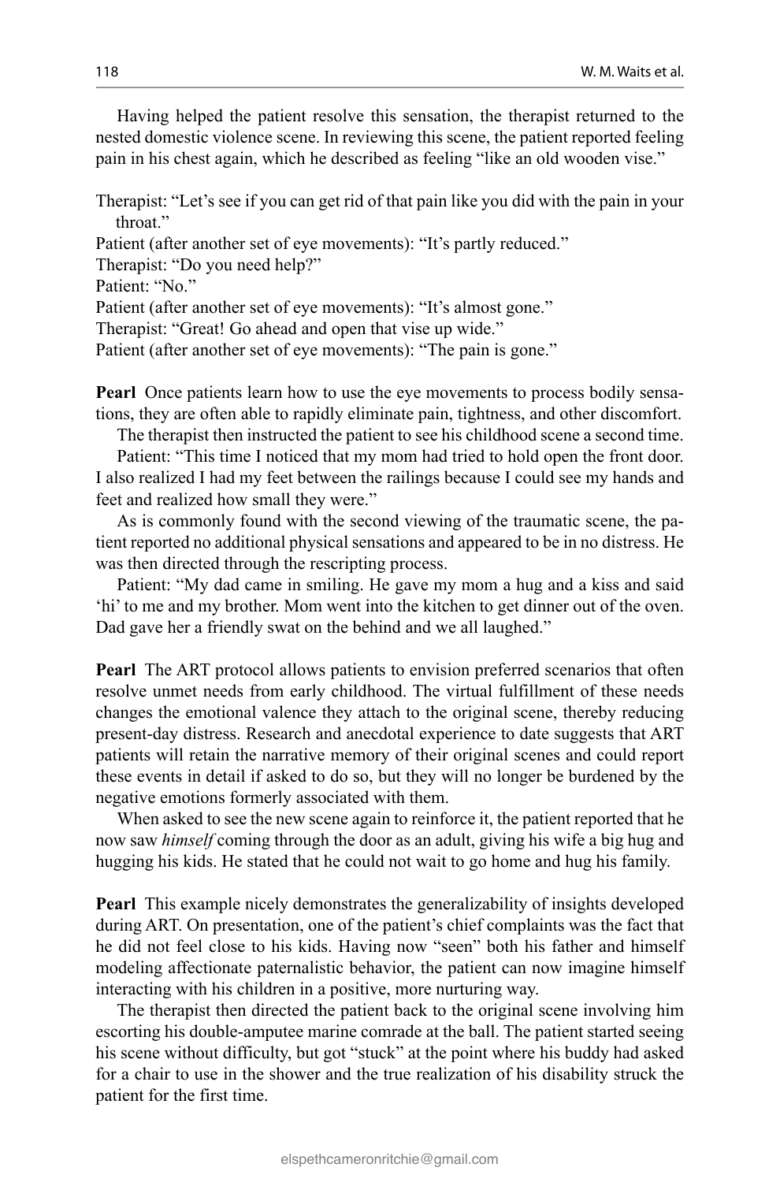Having helped the patient resolve this sensation, the therapist returned to the nested domestic violence scene. In reviewing this scene, the patient reported feeling pain in his chest again, which he described as feeling "like an old wooden vise."

Therapist: "Let's see if you can get rid of that pain like you did with the pain in your throat."
Patient (after another set of eye movements): "It's partly reduced."
Therapist: "Do you need help?"
Patient: "No."
Patient (after another set of eye movements): "It's almost gone."
Therapist: "Great! Go ahead and open that vise up wide."
Patient (after another set of eye movements): "The pain is gone."

**Pearl** Once patients learn how to use the eye movements to process bodily sensations, they are often able to rapidly eliminate pain, tightness, and other discomfort.

The therapist then instructed the patient to see his childhood scene a second time.

Patient: "This time I noticed that my mom had tried to hold open the front door. I also realized I had my feet between the railings because I could see my hands and feet and realized how small they were."

As is commonly found with the second viewing of the traumatic scene, the patient reported no additional physical sensations and appeared to be in no distress. He was then directed through the rescripting process.

Patient: "My dad came in smiling. He gave my mom a hug and a kiss and said 'hi' to me and my brother. Mom went into the kitchen to get dinner out of the oven. Dad gave her a friendly swat on the behind and we all laughed."

**Pearl** The ART protocol allows patients to envision preferred scenarios that often resolve unmet needs from early childhood. The virtual fulfillment of these needs changes the emotional valence they attach to the original scene, thereby reducing present-day distress. Research and anecdotal experience to date suggests that ART patients will retain the narrative memory of their original scenes and could report these events in detail if asked to do so, but they will no longer be burdened by the negative emotions formerly associated with them.

When asked to see the new scene again to reinforce it, the patient reported that he now saw *himself* coming through the door as an adult, giving his wife a big hug and hugging his kids. He stated that he could not wait to go home and hug his family.

**Pearl** This example nicely demonstrates the generalizability of insights developed during ART. On presentation, one of the patient's chief complaints was the fact that he did not feel close to his kids. Having now "seen" both his father and himself modeling affectionate paternalistic behavior, the patient can now imagine himself interacting with his children in a positive, more nurturing way.

The therapist then directed the patient back to the original scene involving him escorting his double-amputee marine comrade at the ball. The patient started seeing his scene without difficulty, but got "stuck" at the point where his buddy had asked for a chair to use in the shower and the true realization of his disability struck the patient for the first time.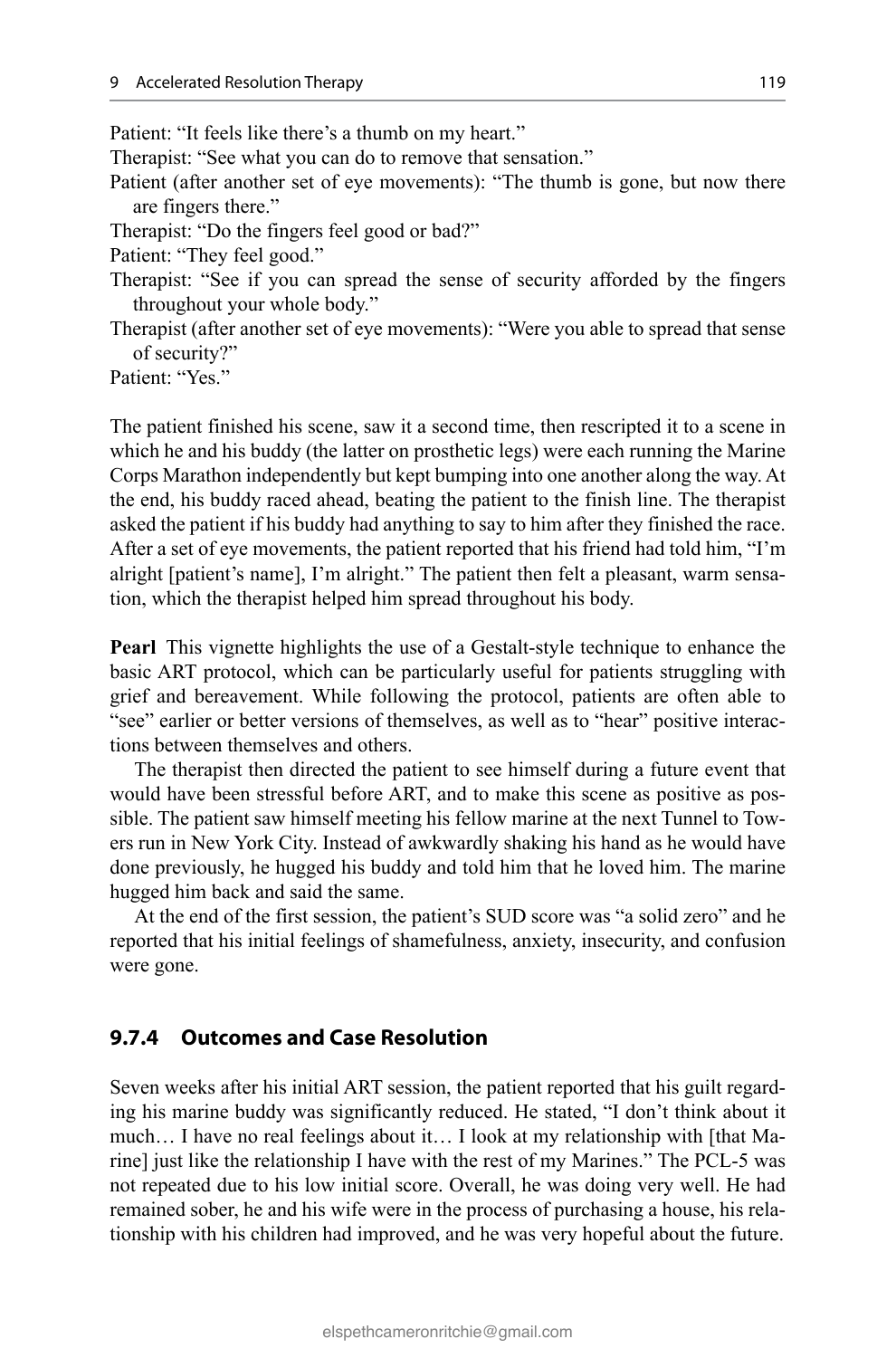Patient: "It feels like there's a thumb on my heart."

Therapist: "See what you can do to remove that sensation."

Patient (after another set of eye movements): "The thumb is gone, but now there are fingers there."

Therapist: "Do the fingers feel good or bad?"

Patient: "They feel good."

Therapist: "See if you can spread the sense of security afforded by the fingers throughout your whole body."

Therapist (after another set of eye movements): "Were you able to spread that sense of security?"

Patient: "Yes."

The patient finished his scene, saw it a second time, then rescripted it to a scene in which he and his buddy (the latter on prosthetic legs) were each running the Marine Corps Marathon independently but kept bumping into one another along the way. At the end, his buddy raced ahead, beating the patient to the finish line. The therapist asked the patient if his buddy had anything to say to him after they finished the race. After a set of eye movements, the patient reported that his friend had told him, "I'm alright [patient's name], I'm alright." The patient then felt a pleasant, warm sensation, which the therapist helped him spread throughout his body.

**Pearl** This vignette highlights the use of a Gestalt-style technique to enhance the basic ART protocol, which can be particularly useful for patients struggling with grief and bereavement. While following the protocol, patients are often able to "see" earlier or better versions of themselves, as well as to "hear" positive interactions between themselves and others.

The therapist then directed the patient to see himself during a future event that would have been stressful before ART, and to make this scene as positive as possible. The patient saw himself meeting his fellow marine at the next Tunnel to Towers run in New York City. Instead of awkwardly shaking his hand as he would have done previously, he hugged his buddy and told him that he loved him. The marine hugged him back and said the same.

At the end of the first session, the patient's SUD score was "a solid zero" and he reported that his initial feelings of shamefulness, anxiety, insecurity, and confusion were gone.

### 9.7.4 Outcomes and Case Resolution

Seven weeks after his initial ART session, the patient reported that his guilt regarding his marine buddy was significantly reduced. He stated, "I don't think about it much… I have no real feelings about it… I look at my relationship with [that Marine] just like the relationship I have with the rest of my Marines." The PCL-5 was not repeated due to his low initial score. Overall, he was doing very well. He had remained sober, he and his wife were in the process of purchasing a house, his relationship with his children had improved, and he was very hopeful about the future.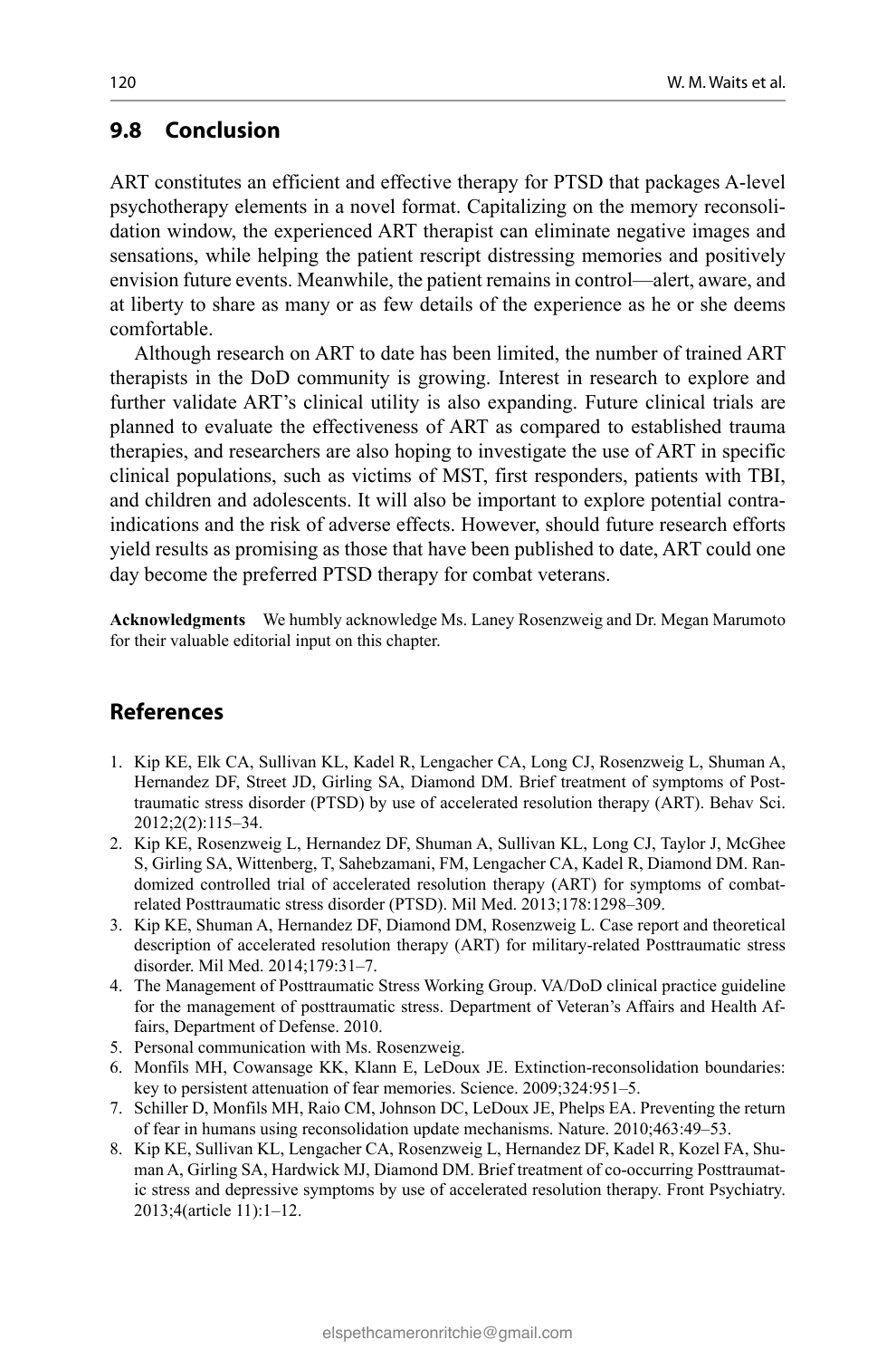## 9.8 Conclusion

ART constitutes an efficient and effective therapy for PTSD that packages A-level psychotherapy elements in a novel format. Capitalizing on the memory reconsolidation window, the experienced ART therapist can eliminate negative images and sensations, while helping the patient rescript distressing memories and positively envision future events. Meanwhile, the patient remains in control—alert, aware, and at liberty to share as many or as few details of the experience as he or she deems comfortable.

Although research on ART to date has been limited, the number of trained ART therapists in the DoD community is growing. Interest in research to explore and further validate ART's clinical utility is also expanding. Future clinical trials are planned to evaluate the effectiveness of ART as compared to established trauma therapies, and researchers are also hoping to investigate the use of ART in specific clinical populations, such as victims of MST, first responders, patients with TBI, and children and adolescents. It will also be important to explore potential contraindications and the risk of adverse effects. However, should future research efforts yield results as promising as those that have been published to date, ART could one day become the preferred PTSD therapy for combat veterans.

**Acknowledgments** We humbly acknowledge Ms. Laney Rosenzweig and Dr. Megan Marumoto for their valuable editorial input on this chapter.

## References

1. Kip KE, Elk CA, Sullivan KL, Kadel R, Lengacher CA, Long CJ, Rosenzweig L, Shuman A, Hernandez DF, Street JD, Girling SA, Diamond DM. Brief treatment of symptoms of Posttraumatic stress disorder (PTSD) by use of accelerated resolution therapy (ART). Behav Sci. 2012;2(2):115–34.
2. Kip KE, Rosenzweig L, Hernandez DF, Shuman A, Sullivan KL, Long CJ, Taylor J, McGhee S, Girling SA, Wittenberg, T, Sahebzamani, FM, Lengacher CA, Kadel R, Diamond DM. Randomized controlled trial of accelerated resolution therapy (ART) for symptoms of combat-related Posttraumatic stress disorder (PTSD). Mil Med. 2013;178:1298–309.
3. Kip KE, Shuman A, Hernandez DF, Diamond DM, Rosenzweig L. Case report and theoretical description of accelerated resolution therapy (ART) for military-related Posttraumatic stress disorder. Mil Med. 2014;179:31–7.
4. The Management of Posttraumatic Stress Working Group. VA/DoD clinical practice guideline for the management of posttraumatic stress. Department of Veteran's Affairs and Health Affairs, Department of Defense. 2010.
5. Personal communication with Ms. Rosenzweig.
6. Monfils MH, Cowansage KK, Klann E, LeDoux JE. Extinction-reconsolidation boundaries: key to persistent attenuation of fear memories. Science. 2009;324:951–5.
7. Schiller D, Monfils MH, Raio CM, Johnson DC, LeDoux JE, Phelps EA. Preventing the return of fear in humans using reconsolidation update mechanisms. Nature. 2010;463:49–53.
8. Kip KE, Sullivan KL, Lengacher CA, Rosenzweig L, Hernandez DF, Kadel R, Kozel FA, Shuman A, Girling SA, Hardwick MJ, Diamond DM. Brief treatment of co-occurring Posttraumatic stress and depressive symptoms by use of accelerated resolution therapy. Front Psychiatry. 2013;4(article 11):1–12.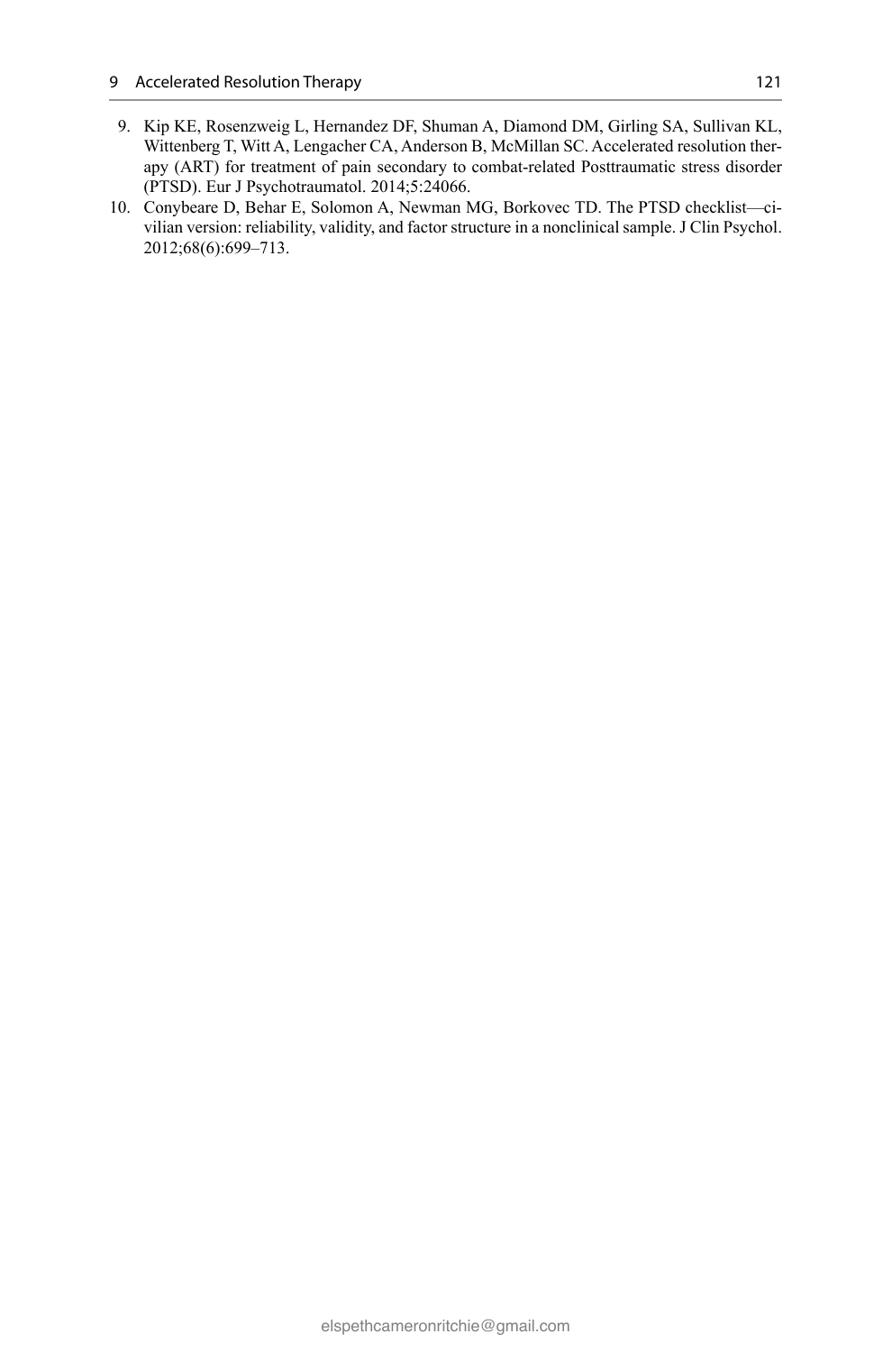9. Kip KE, Rosenzweig L, Hernandez DF, Shuman A, Diamond DM, Girling SA, Sullivan KL, Wittenberg T, Witt A, Lengacher CA, Anderson B, McMillan SC. Accelerated resolution therapy (ART) for treatment of pain secondary to combat-related Posttraumatic stress disorder (PTSD). Eur J Psychotraumatol. 2014;5:24066.
10. Conybeare D, Behar E, Solomon A, Newman MG, Borkovec TD. The PTSD checklist—civilian version: reliability, validity, and factor structure in a nonclinical sample. J Clin Psychol. 2012;68(6):699–713.